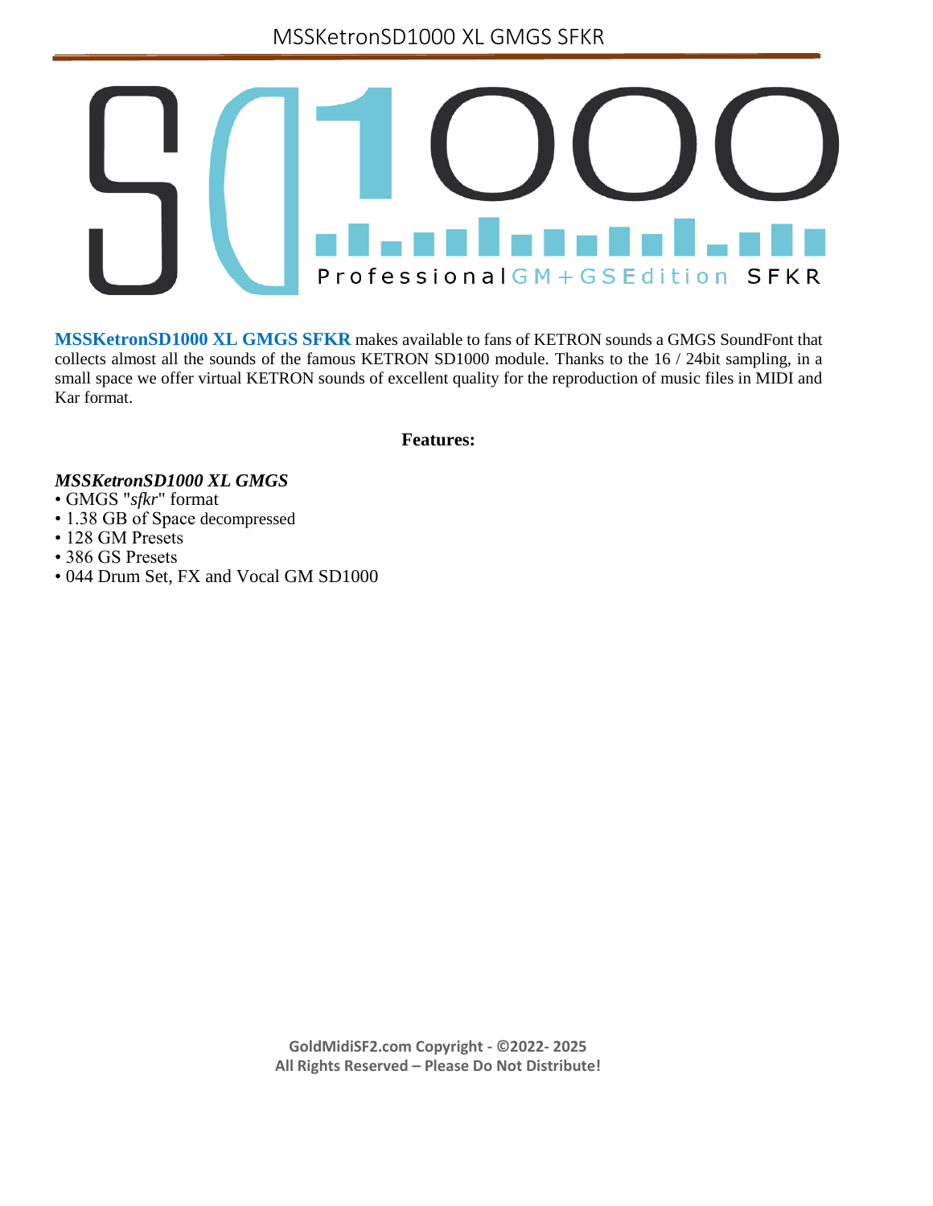**MSSKetronSD1000 XL GMGS SFKR** makes available to fans of KETRON sounds a GMGS SoundFont that collects almost all the sounds of the famous KETRON SD1000 module. Thanks to the 16 / 24bit sampling, in a small space we offer virtual KETRON sounds of excellent quality for the reproduction of music files in MIDI and Kar format.

**Features:**

***MSSKetronSD1000 XL GMGS***

- GMGS "*sfkr*" format
- 1.38 GB of Space decompressed
- 128 GM Presets
- 386 GS Presets
- 044 Drum Set, FX and Vocal GM SD1000

**GoldMidiSF2.com Copyright - ©2022- 2025**
**All Rights Reserved – Please Do Not Distribute!**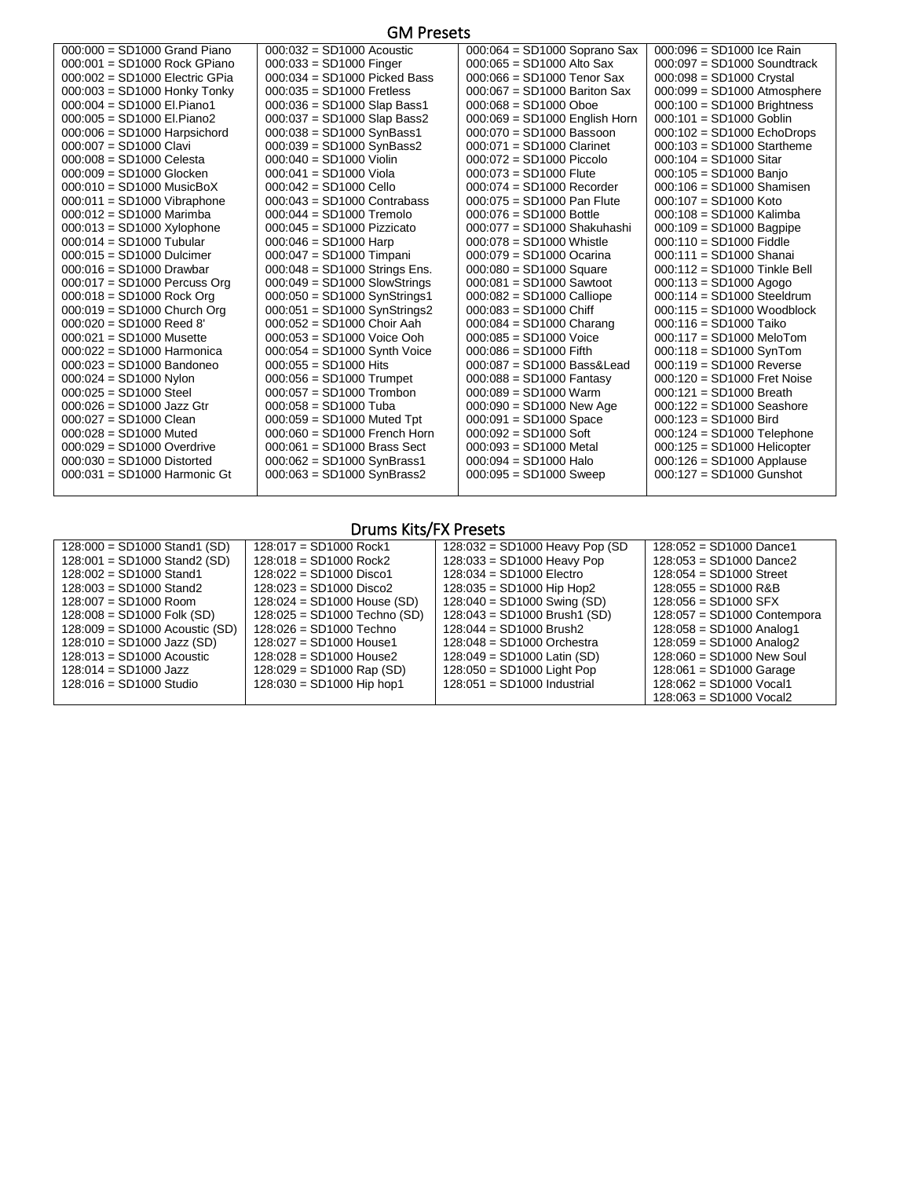## GM Presets

| | | | |
|---|---|---|---|
| 000:000 = SD1000 Grand Piano | 000:032 = SD1000 Acoustic | 000:064 = SD1000 Soprano Sax | 000:096 = SD1000 Ice Rain |
| 000:001 = SD1000 Rock GPiano | 000:033 = SD1000 Finger | 000:065 = SD1000 Alto Sax | 000:097 = SD1000 Soundtrack |
| 000:002 = SD1000 Electric GPia | 000:034 = SD1000 Picked Bass | 000:066 = SD1000 Tenor Sax | 000:098 = SD1000 Crystal |
| 000:003 = SD1000 Honky Tonky | 000:035 = SD1000 Fretless | 000:067 = SD1000 Bariton Sax | 000:099 = SD1000 Atmosphere |
| 000:004 = SD1000 El.Piano1 | 000:036 = SD1000 Slap Bass1 | 000:068 = SD1000 Oboe | 000:100 = SD1000 Brightness |
| 000:005 = SD1000 El.Piano2 | 000:037 = SD1000 Slap Bass2 | 000:069 = SD1000 English Horn | 000:101 = SD1000 Goblin |
| 000:006 = SD1000 Harpsichord | 000:038 = SD1000 SynBass1 | 000:070 = SD1000 Bassoon | 000:102 = SD1000 EchoDrops |
| 000:007 = SD1000 Clavi | 000:039 = SD1000 SynBass2 | 000:071 = SD1000 Clarinet | 000:103 = SD1000 Startheme |
| 000:008 = SD1000 Celesta | 000:040 = SD1000 Violin | 000:072 = SD1000 Piccolo | 000:104 = SD1000 Sitar |
| 000:009 = SD1000 Glocken | 000:041 = SD1000 Viola | 000:073 = SD1000 Flute | 000:105 = SD1000 Banjo |
| 000:010 = SD1000 MusicBoX | 000:042 = SD1000 Cello | 000:074 = SD1000 Recorder | 000:106 = SD1000 Shamisen |
| 000:011 = SD1000 Vibraphone | 000:043 = SD1000 Contrabass | 000:075 = SD1000 Pan Flute | 000:107 = SD1000 Koto |
| 000:012 = SD1000 Marimba | 000:044 = SD1000 Tremolo | 000:076 = SD1000 Bottle | 000:108 = SD1000 Kalimba |
| 000:013 = SD1000 Xylophone | 000:045 = SD1000 Pizzicato | 000:077 = SD1000 Shakuhashi | 000:109 = SD1000 Bagpipe |
| 000:014 = SD1000 Tubular | 000:046 = SD1000 Harp | 000:078 = SD1000 Whistle | 000:110 = SD1000 Fiddle |
| 000:015 = SD1000 Dulcimer | 000:047 = SD1000 Timpani | 000:079 = SD1000 Ocarina | 000:111 = SD1000 Shanai |
| 000:016 = SD1000 Drawbar | 000:048 = SD1000 Strings Ens. | 000:080 = SD1000 Square | 000:112 = SD1000 Tinkle Bell |
| 000:017 = SD1000 Percuss Org | 000:049 = SD1000 SlowStrings | 000:081 = SD1000 Sawtoot | 000:113 = SD1000 Agogo |
| 000:018 = SD1000 Rock Org | 000:050 = SD1000 SynStrings1 | 000:082 = SD1000 Calliope | 000:114 = SD1000 Steeldrum |
| 000:019 = SD1000 Church Org | 000:051 = SD1000 SynStrings2 | 000:083 = SD1000 Chiff | 000:115 = SD1000 Woodblock |
| 000:020 = SD1000 Reed 8' | 000:052 = SD1000 Choir Aah | 000:084 = SD1000 Charang | 000:116 = SD1000 Taiko |
| 000:021 = SD1000 Musette | 000:053 = SD1000 Voice Ooh | 000:085 = SD1000 Voice | 000:117 = SD1000 MeloTom |
| 000:022 = SD1000 Harmonica | 000:054 = SD1000 Synth Voice | 000:086 = SD1000 Fifth | 000:118 = SD1000 SynTom |
| 000:023 = SD1000 Bandoneo | 000:055 = SD1000 Hits | 000:087 = SD1000 Bass&Lead | 000:119 = SD1000 Reverse |
| 000:024 = SD1000 Nylon | 000:056 = SD1000 Trumpet | 000:088 = SD1000 Fantasy | 000:120 = SD1000 Fret Noise |
| 000:025 = SD1000 Steel | 000:057 = SD1000 Trombon | 000:089 = SD1000 Warm | 000:121 = SD1000 Breath |
| 000:026 = SD1000 Jazz Gtr | 000:058 = SD1000 Tuba | 000:090 = SD1000 New Age | 000:122 = SD1000 Seashore |
| 000:027 = SD1000 Clean | 000:059 = SD1000 Muted Tpt | 000:091 = SD1000 Space | 000:123 = SD1000 Bird |
| 000:028 = SD1000 Muted | 000:060 = SD1000 French Horn | 000:092 = SD1000 Soft | 000:124 = SD1000 Telephone |
| 000:029 = SD1000 Overdrive | 000:061 = SD1000 Brass Sect | 000:093 = SD1000 Metal | 000:125 = SD1000 Helicopter |
| 000:030 = SD1000 Distorted | 000:062 = SD1000 SynBrass1 | 000:094 = SD1000 Halo | 000:126 = SD1000 Applause |
| 000:031 = SD1000 Harmonic Gt | 000:063 = SD1000 SynBrass2 | 000:095 = SD1000 Sweep | 000:127 = SD1000 Gunshot |

## Drums Kits/FX Presets

| | | | |
|---|---|---|---|
| 128:000 = SD1000 Stand1 (SD) | 128:017 = SD1000 Rock1 | 128:032 = SD1000 Heavy Pop (SD | 128:052 = SD1000 Dance1 |
| 128:001 = SD1000 Stand2 (SD) | 128:018 = SD1000 Rock2 | 128:033 = SD1000 Heavy Pop | 128:053 = SD1000 Dance2 |
| 128:002 = SD1000 Stand1 | 128:022 = SD1000 Disco1 | 128:034 = SD1000 Electro | 128:054 = SD1000 Street |
| 128:003 = SD1000 Stand2 | 128:023 = SD1000 Disco2 | 128:035 = SD1000 Hip Hop2 | 128:055 = SD1000 R&B |
| 128:007 = SD1000 Room | 128:024 = SD1000 House (SD) | 128:040 = SD1000 Swing (SD) | 128:056 = SD1000 SFX |
| 128:008 = SD1000 Folk (SD) | 128:025 = SD1000 Techno (SD) | 128:043 = SD1000 Brush1 (SD) | 128:057 = SD1000 Contempora |
| 128:009 = SD1000 Acoustic (SD) | 128:026 = SD1000 Techno | 128:044 = SD1000 Brush2 | 128:058 = SD1000 Analog1 |
| 128:010 = SD1000 Jazz (SD) | 128:027 = SD1000 House1 | 128:048 = SD1000 Orchestra | 128:059 = SD1000 Analog2 |
| 128:013 = SD1000 Acoustic | 128:028 = SD1000 House2 | 128:049 = SD1000 Latin (SD) | 128:060 = SD1000 New Soul |
| 128:014 = SD1000 Jazz | 128:029 = SD1000 Rap (SD) | 128:050 = SD1000 Light Pop | 128:061 = SD1000 Garage |
| 128:016 = SD1000 Studio | 128:030 = SD1000 Hip hop1 | 128:051 = SD1000 Industrial | 128:062 = SD1000 Vocal1 |
| | | | 128:063 = SD1000 Vocal2 |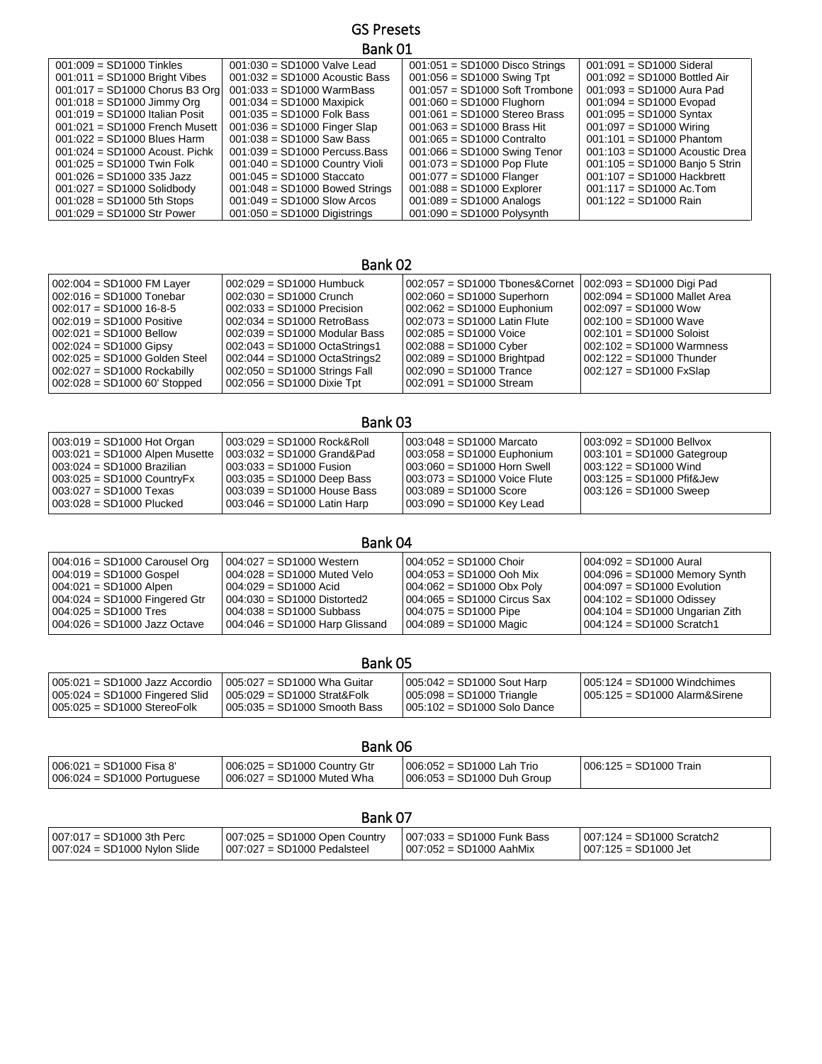# GS Presets

## Bank 01

| | | | |
|---|---|---|---|
| 001:009 = SD1000 Tinkles | 001:030 = SD1000 Valve Lead | 001:051 = SD1000 Disco Strings | 001:091 = SD1000 Sideral |
| 001:011 = SD1000 Bright Vibes | 001:032 = SD1000 Acoustic Bass | 001:056 = SD1000 Swing Tpt | 001:092 = SD1000 Bottled Air |
| 001:017 = SD1000 Chorus B3 Org | 001:033 = SD1000 WarmBass | 001:057 = SD1000 Soft Trombone | 001:093 = SD1000 Aura Pad |
| 001:018 = SD1000 Jimmy Org | 001:034 = SD1000 Maxipick | 001:060 = SD1000 Flughorn | 001:094 = SD1000 Evopad |
| 001:019 = SD1000 Italian Posit | 001:035 = SD1000 Folk Bass | 001:061 = SD1000 Stereo Brass | 001:095 = SD1000 Syntax |
| 001:021 = SD1000 French Musett | 001:036 = SD1000 Finger Slap | 001:063 = SD1000 Brass Hit | 001:097 = SD1000 Wiring |
| 001:022 = SD1000 Blues Harm | 001:038 = SD1000 Saw Bass | 001:065 = SD1000 Contralto | 001:101 = SD1000 Phantom |
| 001:024 = SD1000 Acoust. Pichk | 001:039 = SD1000 Percuss.Bass | 001:066 = SD1000 Swing Tenor | 001:103 = SD1000 Acoustic Drea |
| 001:025 = SD1000 Twin Folk | 001:040 = SD1000 Country Violi | 001:073 = SD1000 Pop Flute | 001:105 = SD1000 Banjo 5 Strin |
| 001:026 = SD1000 335 Jazz | 001:045 = SD1000 Staccato | 001:077 = SD1000 Flanger | 001:107 = SD1000 Hackbrett |
| 001:027 = SD1000 Solidbody | 001:048 = SD1000 Bowed Strings | 001:088 = SD1000 Explorer | 001:117 = SD1000 Ac.Tom |
| 001:028 = SD1000 5th Stops | 001:049 = SD1000 Slow Arcos | 001:089 = SD1000 Analogs | 001:122 = SD1000 Rain |
| 001:029 = SD1000 Str Power | 001:050 = SD1000 Digistrings | 001:090 = SD1000 Polysynth | |

## Bank 02

| | | | |
|---|---|---|---|
| 002:004 = SD1000 FM Layer | 002:029 = SD1000 Humbuck | 002:057 = SD1000 Tbones&Cornet | 002:093 = SD1000 Digi Pad |
| 002:016 = SD1000 Tonebar | 002:030 = SD1000 Crunch | 002:060 = SD1000 Superhorn | 002:094 = SD1000 Mallet Area |
| 002:017 = SD1000 16-8-5 | 002:033 = SD1000 Precision | 002:062 = SD1000 Euphonium | 002:097 = SD1000 Wow |
| 002:019 = SD1000 Positive | 002:034 = SD1000 RetroBass | 002:073 = SD1000 Latin Flute | 002:100 = SD1000 Wave |
| 002:021 = SD1000 Bellow | 002:039 = SD1000 Modular Bass | 002:085 = SD1000 Voice | 002:101 = SD1000 Soloist |
| 002:024 = SD1000 Gipsy | 002:043 = SD1000 OctaStrings1 | 002:088 = SD1000 Cyber | 002:102 = SD1000 Warmness |
| 002:025 = SD1000 Golden Steel | 002:044 = SD1000 OctaStrings2 | 002:089 = SD1000 Brightpad | 002:122 = SD1000 Thunder |
| 002:027 = SD1000 Rockabilly | 002:050 = SD1000 Strings Fall | 002:090 = SD1000 Trance | 002:127 = SD1000 FxSlap |
| 002:028 = SD1000 60' Stopped | 002:056 = SD1000 Dixie Tpt | 002:091 = SD1000 Stream | |

## Bank 03

| | | | |
|---|---|---|---|
| 003:019 = SD1000 Hot Organ | 003:029 = SD1000 Rock&Roll | 003:048 = SD1000 Marcato | 003:092 = SD1000 Bellvox |
| 003:021 = SD1000 Alpen Musette | 003:032 = SD1000 Grand&Pad | 003:058 = SD1000 Euphonium | 003:101 = SD1000 Gategroup |
| 003:024 = SD1000 Brazilian | 003:033 = SD1000 Fusion | 003:060 = SD1000 Horn Swell | 003:122 = SD1000 Wind |
| 003:025 = SD1000 CountryFx | 003:035 = SD1000 Deep Bass | 003:073 = SD1000 Voice Flute | 003:125 = SD1000 Pfif&Jew |
| 003:027 = SD1000 Texas | 003:039 = SD1000 House Bass | 003:089 = SD1000 Score | 003:126 = SD1000 Sweep |
| 003:028 = SD1000 Plucked | 003:046 = SD1000 Latin Harp | 003:090 = SD1000 Key Lead | |

## Bank 04

| | | | |
|---|---|---|---|
| 004:016 = SD1000 Carousel Org | 004:027 = SD1000 Western | 004:052 = SD1000 Choir | 004:092 = SD1000 Aural |
| 004:019 = SD1000 Gospel | 004:028 = SD1000 Muted Velo | 004:053 = SD1000 Ooh Mix | 004:096 = SD1000 Memory Synth |
| 004:021 = SD1000 Alpen | 004:029 = SD1000 Acid | 004:062 = SD1000 Obx Poly | 004:097 = SD1000 Evolution |
| 004:024 = SD1000 Fingered Gtr | 004:030 = SD1000 Distorted2 | 004:065 = SD1000 Circus Sax | 004:102 = SD1000 Odissey |
| 004:025 = SD1000 Tres | 004:038 = SD1000 Subbass | 004:075 = SD1000 Pipe | 004:104 = SD1000 Ungarian Zith |
| 004:026 = SD1000 Jazz Octave | 004:046 = SD1000 Harp Glissand | 004:089 = SD1000 Magic | 004:124 = SD1000 Scratch1 |

## Bank 05

| | | | |
|---|---|---|---|
| 005:021 = SD1000 Jazz Accordio | 005:027 = SD1000 Wha Guitar | 005:042 = SD1000 Sout Harp | 005:124 = SD1000 Windchimes |
| 005:024 = SD1000 Fingered Slid | 005:029 = SD1000 Strat&Folk | 005:098 = SD1000 Triangle | 005:125 = SD1000 Alarm&Sirene |
| 005:025 = SD1000 StereoFolk | 005:035 = SD1000 Smooth Bass | 005:102 = SD1000 Solo Dance | |

## Bank 06

| | | | |
|---|---|---|---|
| 006:021 = SD1000 Fisa 8' | 006:025 = SD1000 Country Gtr | 006:052 = SD1000 Lah Trio | 006:125 = SD1000 Train |
| 006:024 = SD1000 Portuguese | 006:027 = SD1000 Muted Wha | 006:053 = SD1000 Duh Group | |

## Bank 07

| | | | |
|---|---|---|---|
| 007:017 = SD1000 3th Perc | 007:025 = SD1000 Open Country | 007:033 = SD1000 Funk Bass | 007:124 = SD1000 Scratch2 |
| 007:024 = SD1000 Nylon Slide | 007:027 = SD1000 Pedalsteel | 007:052 = SD1000 AahMix | 007:125 = SD1000 Jet |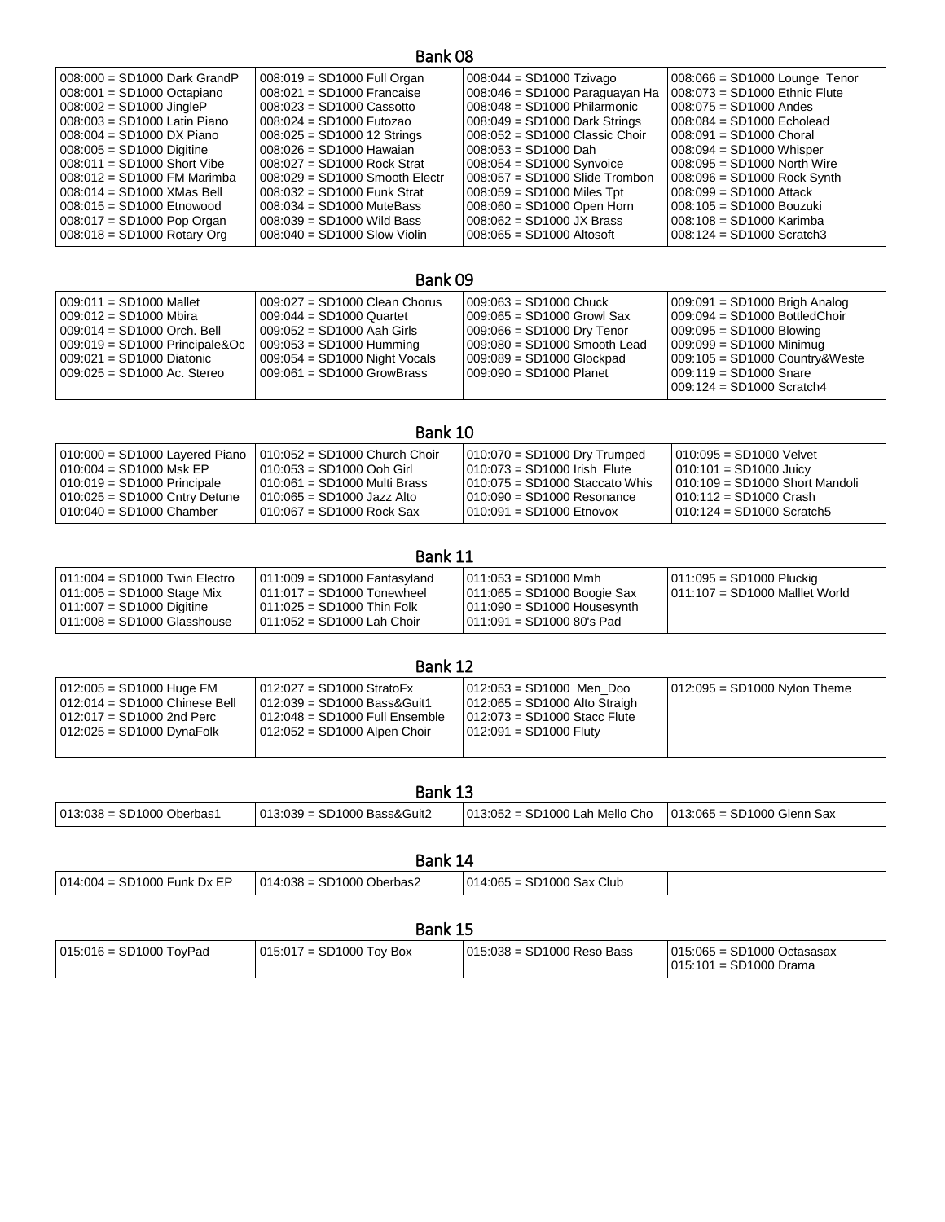## Bank 08

| | | | |
|---|---|---|---|
| 008:000 = SD1000 Dark GrandP | 008:019 = SD1000 Full Organ | 008:044 = SD1000 Tzivago | 008:066 = SD1000 Lounge Tenor |
| 008:001 = SD1000 Octapiano | 008:021 = SD1000 Francaise | 008:046 = SD1000 Paraguayan Ha | 008:073 = SD1000 Ethnic Flute |
| 008:002 = SD1000 JingleP | 008:023 = SD1000 Cassotto | 008:048 = SD1000 Philarmonic | 008:075 = SD1000 Andes |
| 008:003 = SD1000 Latin Piano | 008:024 = SD1000 Futozao | 008:049 = SD1000 Dark Strings | 008:084 = SD1000 Echolead |
| 008:004 = SD1000 DX Piano | 008:025 = SD1000 12 Strings | 008:052 = SD1000 Classic Choir | 008:091 = SD1000 Choral |
| 008:005 = SD1000 Digitine | 008:026 = SD1000 Hawaian | 008:053 = SD1000 Dah | 008:094 = SD1000 Whisper |
| 008:011 = SD1000 Short Vibe | 008:027 = SD1000 Rock Strat | 008:054 = SD1000 Synvoice | 008:095 = SD1000 North Wire |
| 008:012 = SD1000 FM Marimba | 008:029 = SD1000 Smooth Electr | 008:057 = SD1000 Slide Trombon | 008:096 = SD1000 Rock Synth |
| 008:014 = SD1000 XMas Bell | 008:032 = SD1000 Funk Strat | 008:059 = SD1000 Miles Tpt | 008:099 = SD1000 Attack |
| 008:015 = SD1000 Etnowood | 008:034 = SD1000 MuteBass | 008:060 = SD1000 Open Horn | 008:105 = SD1000 Bouzuki |
| 008:017 = SD1000 Pop Organ | 008:039 = SD1000 Wild Bass | 008:062 = SD1000 JX Brass | 008:108 = SD1000 Karimba |
| 008:018 = SD1000 Rotary Org | 008:040 = SD1000 Slow Violin | 008:065 = SD1000 Altosoft | 008:124 = SD1000 Scratch3 |

## Bank 09

| | | | |
|---|---|---|---|
| 009:011 = SD1000 Mallet | 009:027 = SD1000 Clean Chorus | 009:063 = SD1000 Chuck | 009:091 = SD1000 Brigh Analog |
| 009:012 = SD1000 Mbira | 009:044 = SD1000 Quartet | 009:065 = SD1000 Growl Sax | 009:094 = SD1000 BottledChoir |
| 009:014 = SD1000 Orch. Bell | 009:052 = SD1000 Aah Girls | 009:066 = SD1000 Dry Tenor | 009:095 = SD1000 Blowing |
| 009:019 = SD1000 Principale&Oc | 009:053 = SD1000 Humming | 009:080 = SD1000 Smooth Lead | 009:099 = SD1000 Minimug |
| 009:021 = SD1000 Diatonic | 009:054 = SD1000 Night Vocals | 009:089 = SD1000 Glockpad | 009:105 = SD1000 Country&Weste |
| 009:025 = SD1000 Ac. Stereo | 009:061 = SD1000 GrowBrass | 009:090 = SD1000 Planet | 009:119 = SD1000 Snare |
| | | | 009:124 = SD1000 Scratch4 |

## Bank 10

| | | | |
|---|---|---|---|
| 010:000 = SD1000 Layered Piano | 010:052 = SD1000 Church Choir | 010:070 = SD1000 Dry Trumped | 010:095 = SD1000 Velvet |
| 010:004 = SD1000 Msk EP | 010:053 = SD1000 Ooh Girl | 010:073 = SD1000 Irish Flute | 010:101 = SD1000 Juicy |
| 010:019 = SD1000 Principale | 010:061 = SD1000 Multi Brass | 010:075 = SD1000 Staccato Whis | 010:109 = SD1000 Short Mandoli |
| 010:025 = SD1000 Cntry Detune | 010:065 = SD1000 Jazz Alto | 010:090 = SD1000 Resonance | 010:112 = SD1000 Crash |
| 010:040 = SD1000 Chamber | 010:067 = SD1000 Rock Sax | 010:091 = SD1000 Etnovox | 010:124 = SD1000 Scratch5 |

## Bank 11

| | | | |
|---|---|---|---|
| 011:004 = SD1000 Twin Electro | 011:009 = SD1000 Fantasyland | 011:053 = SD1000 Mmh | 011:095 = SD1000 Pluckig |
| 011:005 = SD1000 Stage Mix | 011:017 = SD1000 Tonewheel | 011:065 = SD1000 Boogie Sax | 011:107 = SD1000 Malllet World |
| 011:007 = SD1000 Digitine | 011:025 = SD1000 Thin Folk | 011:090 = SD1000 Housesynth | |
| 011:008 = SD1000 Glasshouse | 011:052 = SD1000 Lah Choir | 011:091 = SD1000 80's Pad | |

## Bank 12

| | | | |
|---|---|---|---|
| 012:005 = SD1000 Huge FM | 012:027 = SD1000 StratoFx | 012:053 = SD1000 Men_Doo | 012:095 = SD1000 Nylon Theme |
| 012:014 = SD1000 Chinese Bell | 012:039 = SD1000 Bass&Guit1 | 012:065 = SD1000 Alto Straigh | |
| 012:017 = SD1000 2nd Perc | 012:048 = SD1000 Full Ensemble | 012:073 = SD1000 Stacc Flute | |
| 012:025 = SD1000 DynaFolk | 012:052 = SD1000 Alpen Choir | 012:091 = SD1000 Fluty | |

## Bank 13

| | | | |
|---|---|---|---|
| 013:038 = SD1000 Oberbas1 | 013:039 = SD1000 Bass&Guit2 | 013:052 = SD1000 Lah Mello Cho | 013:065 = SD1000 Glenn Sax |

## Bank 14

| | | | |
|---|---|---|---|
| 014:004 = SD1000 Funk Dx EP | 014:038 = SD1000 Oberbas2 | 014:065 = SD1000 Sax Club | |

## Bank 15

| | | | |
|---|---|---|---|
| 015:016 = SD1000 ToyPad | 015:017 = SD1000 Toy Box | 015:038 = SD1000 Reso Bass | 015:065 = SD1000 Octasasax |
| | | | 015:101 = SD1000 Drama |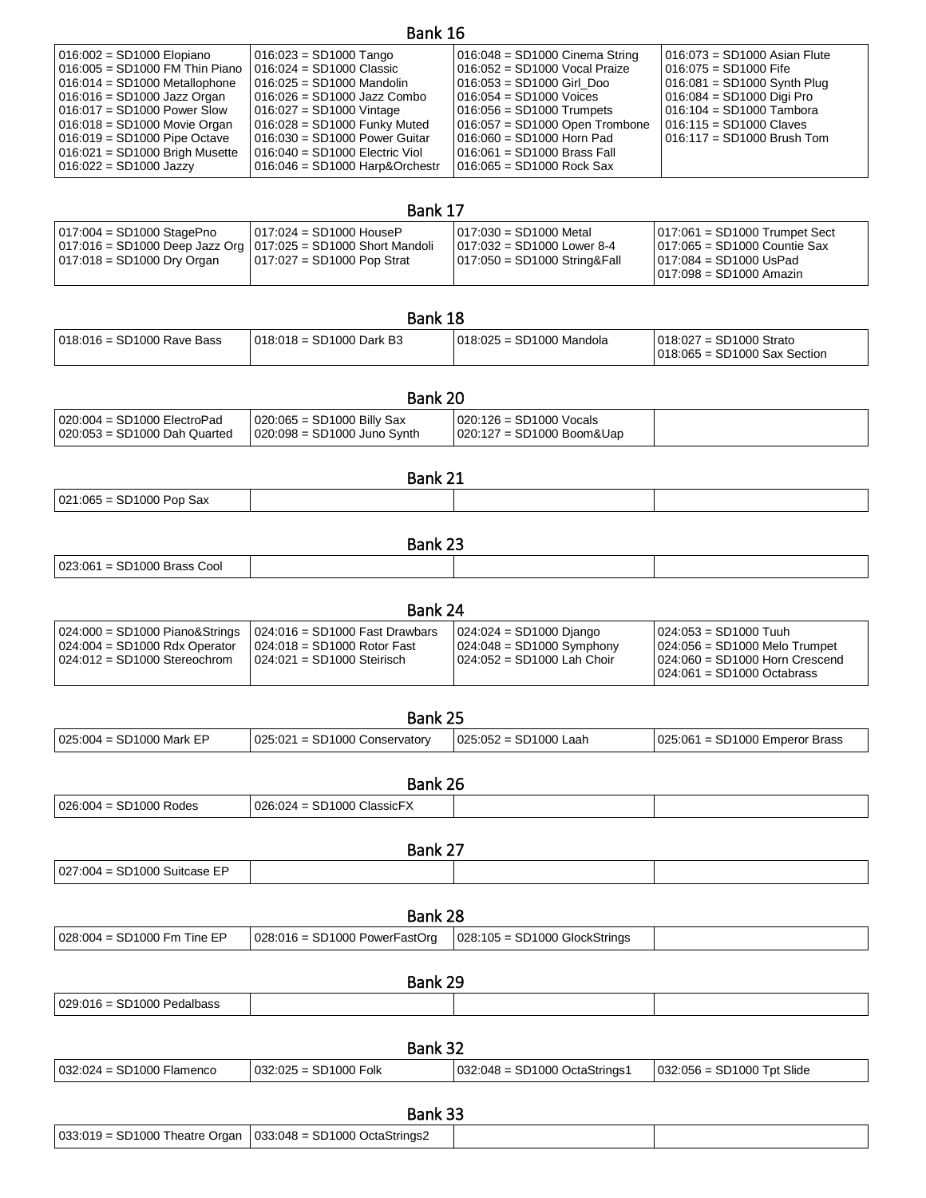## Bank 16

| | | | |
|---|---|---|---|
| 016:002 = SD1000 Elopiano<br>016:005 = SD1000 FM Thin Piano<br>016:014 = SD1000 Metallophone<br>016:016 = SD1000 Jazz Organ<br>016:017 = SD1000 Power Slow<br>016:018 = SD1000 Movie Organ<br>016:019 = SD1000 Pipe Octave<br>016:021 = SD1000 Brigh Musette<br>016:022 = SD1000 Jazzy | 016:023 = SD1000 Tango<br>016:024 = SD1000 Classic<br>016:025 = SD1000 Mandolin<br>016:026 = SD1000 Jazz Combo<br>016:027 = SD1000 Vintage<br>016:028 = SD1000 Funky Muted<br>016:030 = SD1000 Power Guitar<br>016:040 = SD1000 Electric Viol<br>016:046 = SD1000 Harp&Orchestr | 016:048 = SD1000 Cinema String<br>016:052 = SD1000 Vocal Praize<br>016:053 = SD1000 Girl_Doo<br>016:054 = SD1000 Voices<br>016:056 = SD1000 Trumpets<br>016:057 = SD1000 Open Trombone<br>016:060 = SD1000 Horn Pad<br>016:061 = SD1000 Brass Fall<br>016:065 = SD1000 Rock Sax | 016:073 = SD1000 Asian Flute<br>016:075 = SD1000 Fife<br>016:081 = SD1000 Synth Plug<br>016:084 = SD1000 Digi Pro<br>016:104 = SD1000 Tambora<br>016:115 = SD1000 Claves<br>016:117 = SD1000 Brush Tom |

## Bank 17

| | | | |
|---|---|---|---|
| 017:004 = SD1000 StagePno<br>017:016 = SD1000 Deep Jazz Org<br>017:018 = SD1000 Dry Organ | 017:024 = SD1000 HouseP<br>017:025 = SD1000 Short Mandoli<br>017:027 = SD1000 Pop Strat | 017:030 = SD1000 Metal<br>017:032 = SD1000 Lower 8-4<br>017:050 = SD1000 String&Fall | 017:061 = SD1000 Trumpet Sect<br>017:065 = SD1000 Countie Sax<br>017:084 = SD1000 UsPad<br>017:098 = SD1000 Amazin |

## Bank 18

| | | | |
|---|---|---|---|
| 018:016 = SD1000 Rave Bass | 018:018 = SD1000 Dark B3 | 018:025 = SD1000 Mandola | 018:027 = SD1000 Strato<br>018:065 = SD1000 Sax Section |

## Bank 20

| | | | |
|---|---|---|---|
| 020:004 = SD1000 ElectroPad<br>020:053 = SD1000 Dah Quarted | 020:065 = SD1000 Billy Sax<br>020:098 = SD1000 Juno Synth | 020:126 = SD1000 Vocals<br>020:127 = SD1000 Boom&Uap | |

## Bank 21

| | | | |
|---|---|---|---|
| 021:065 = SD1000 Pop Sax | | | |

## Bank 23

| | | | |
|---|---|---|---|
| 023:061 = SD1000 Brass Cool | | | |

## Bank 24

| | | | |
|---|---|---|---|
| 024:000 = SD1000 Piano&Strings<br>024:004 = SD1000 Rdx Operator<br>024:012 = SD1000 Stereochrom | 024:016 = SD1000 Fast Drawbars<br>024:018 = SD1000 Rotor Fast<br>024:021 = SD1000 Steirisch | 024:024 = SD1000 Django<br>024:048 = SD1000 Symphony<br>024:052 = SD1000 Lah Choir | 024:053 = SD1000 Tuuh<br>024:056 = SD1000 Melo Trumpet<br>024:060 = SD1000 Horn Crescend<br>024:061 = SD1000 Octabrass |

## Bank 25

| | | | |
|---|---|---|---|
| 025:004 = SD1000 Mark EP | 025:021 = SD1000 Conservatory | 025:052 = SD1000 Laah | 025:061 = SD1000 Emperor Brass |

## Bank 26

| | | | |
|---|---|---|---|
| 026:004 = SD1000 Rodes | 026:024 = SD1000 ClassicFX | | |

## Bank 27

| | | | |
|---|---|---|---|
| 027:004 = SD1000 Suitcase EP | | | |

## Bank 28

| | | | |
|---|---|---|---|
| 028:004 = SD1000 Fm Tine EP | 028:016 = SD1000 PowerFastOrg | 028:105 = SD1000 GlockStrings | |

## Bank 29

| | | | |
|---|---|---|---|
| 029:016 = SD1000 Pedalbass | | | |

## Bank 32

| | | | |
|---|---|---|---|
| 032:024 = SD1000 Flamenco | 032:025 = SD1000 Folk | 032:048 = SD1000 OctaStrings1 | 032:056 = SD1000 Tpt Slide |

## Bank 33

| | | | |
|---|---|---|---|
| 033:019 = SD1000 Theatre Organ | 033:048 = SD1000 OctaStrings2 | | |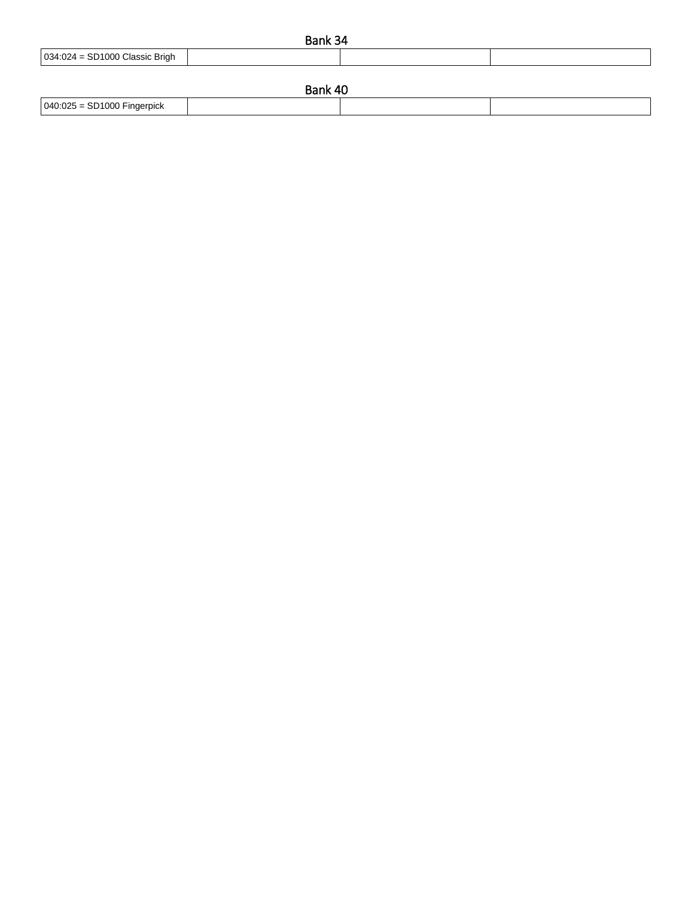## Bank 34

| | | | |
|---|---|---|---|
| 034:024 = SD1000 Classic Brigh | | | |

## Bank 40

| | | | |
|---|---|---|---|
| 040:025 = SD1000 Fingerpick | | | |